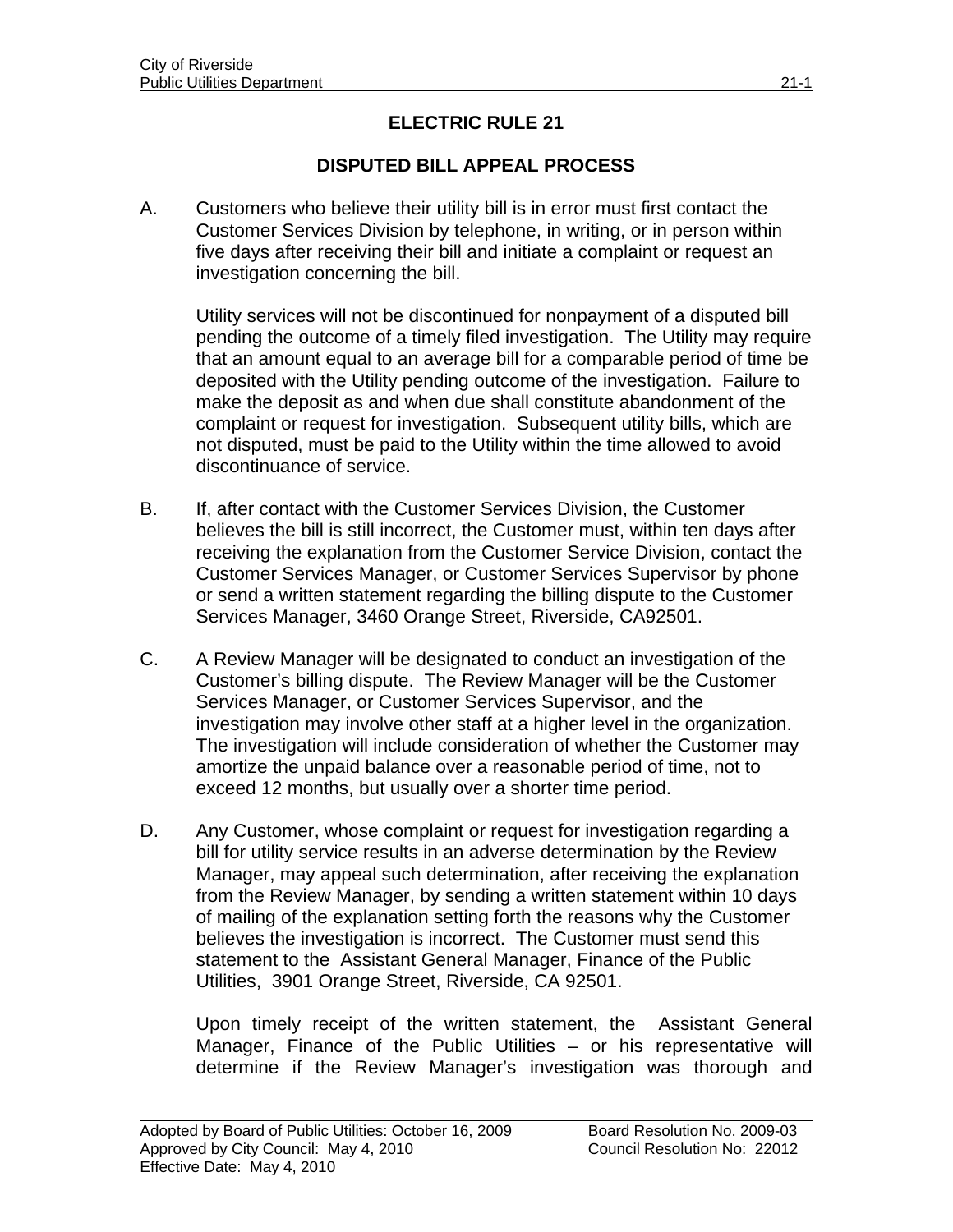# ELECTRIC RULE 21

## DISPUTED BILL APPEAL PROCESS

A. Customers who believe their utility bill is in error must first contact the Customer Services Division by telephone, in writing, or in person within five days after receiving their bill and initiate a complaint or request an investigation concerning the bill.

   Utility services will not be discontinued for nonpayment of a disputed bill pending the outcome of a timely filed investigation. The Utility may require that an amount equal to an average bill for a comparable period of time be deposited with the Utility pending outcome of the investigation. Failure to make the deposit as and when due shall constitute abandonment of the complaint or request for investigation. Subsequent utility bills, which are not disputed, must be paid to the Utility within the time allowed to avoid discontinuance of service.

B. If, after contact with the Customer Services Division, the Customer believes the bill is still incorrect, the Customer must, within ten days after receiving the explanation from the Customer Service Division, contact the Customer Services Manager, or Customer Services Supervisor by phone or send a written statement regarding the billing dispute to the Customer Services Manager, 3460 Orange Street, Riverside, CA92501.

C. A Review Manager will be designated to conduct an investigation of the Customer's billing dispute. The Review Manager will be the Customer Services Manager, or Customer Services Supervisor, and the investigation may involve other staff at a higher level in the organization. The investigation will include consideration of whether the Customer may amortize the unpaid balance over a reasonable period of time, not to exceed 12 months, but usually over a shorter time period.

D. Any Customer, whose complaint or request for investigation regarding a bill for utility service results in an adverse determination by the Review Manager, may appeal such determination, after receiving the explanation from the Review Manager, by sending a written statement within 10 days of mailing of the explanation setting forth the reasons why the Customer believes the investigation is incorrect. The Customer must send this statement to the Assistant General Manager, Finance of the Public Utilities, 3901 Orange Street, Riverside, CA 92501.

   Upon timely receipt of the written statement, the Assistant General Manager, Finance of the Public Utilities – or his representative will determine if the Review Manager's investigation was thorough and

Adopted by Board of Public Utilities: October 16, 2009 — Board Resolution No. 2009-03
Approved by City Council: May 4, 2010 — Council Resolution No: 22012
Effective Date: May 4, 2010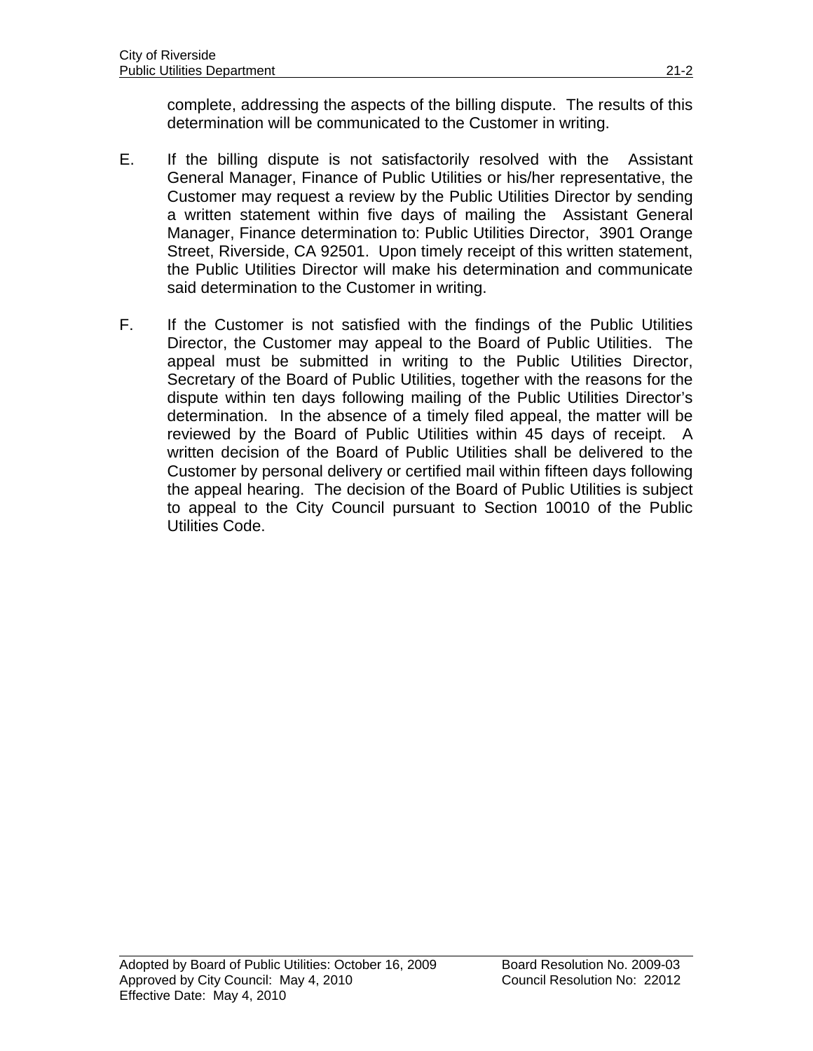complete, addressing the aspects of the billing dispute. The results of this determination will be communicated to the Customer in writing.

E. If the billing dispute is not satisfactorily resolved with the Assistant General Manager, Finance of Public Utilities or his/her representative, the Customer may request a review by the Public Utilities Director by sending a written statement within five days of mailing the Assistant General Manager, Finance determination to: Public Utilities Director, 3901 Orange Street, Riverside, CA 92501. Upon timely receipt of this written statement, the Public Utilities Director will make his determination and communicate said determination to the Customer in writing.

F. If the Customer is not satisfied with the findings of the Public Utilities Director, the Customer may appeal to the Board of Public Utilities. The appeal must be submitted in writing to the Public Utilities Director, Secretary of the Board of Public Utilities, together with the reasons for the dispute within ten days following mailing of the Public Utilities Director's determination. In the absence of a timely filed appeal, the matter will be reviewed by the Board of Public Utilities within 45 days of receipt. A written decision of the Board of Public Utilities shall be delivered to the Customer by personal delivery or certified mail within fifteen days following the appeal hearing. The decision of the Board of Public Utilities is subject to appeal to the City Council pursuant to Section 10010 of the Public Utilities Code.